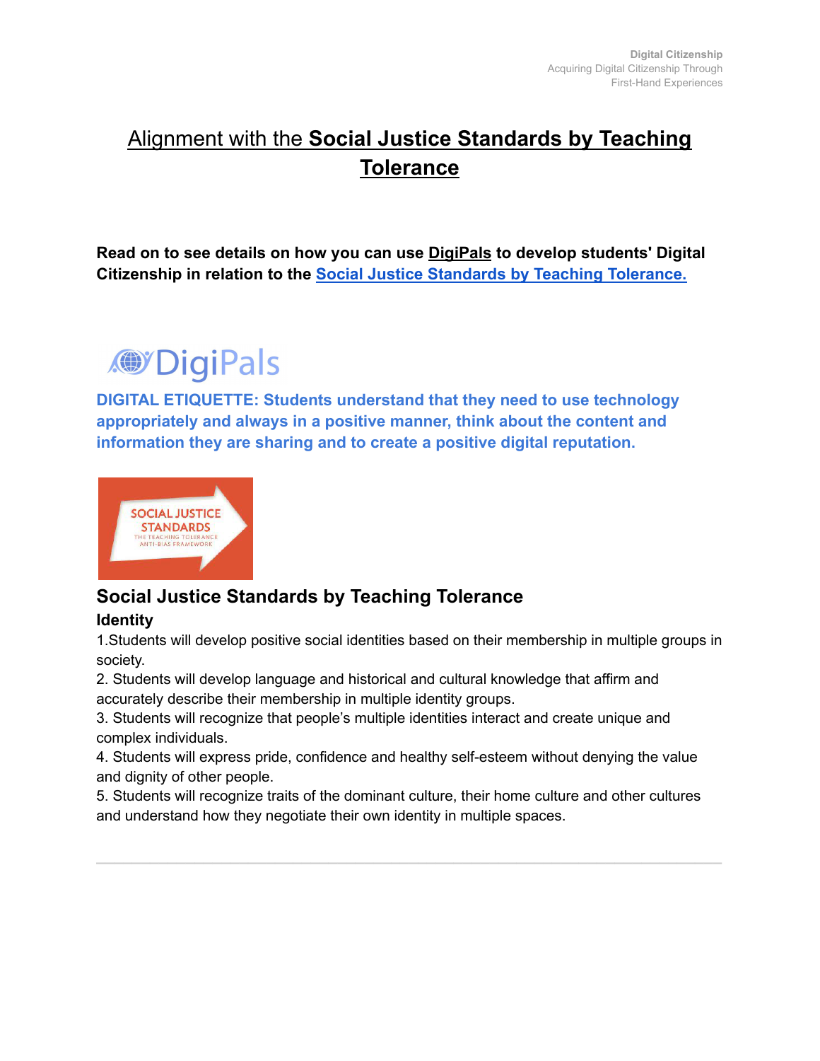# Alignment with the **Social Justice Standards by Teaching Tolerance**

**Read on to see details on how you can use DigiPals to develop students' Digital Citizenship in relation to the Social Justice Standards by Teaching Tolerance.**

DigiPals

**DIGITAL ETIQUETTE: Students understand that they need to use technology appropriately and always in a positive manner, think about the content and information they are sharing and to create a positive digital reputation.**

SOCIAL JUSTICE STANDARDS
THE TEACHING TOLERANCE ANTI-BIAS FRAMEWORK

## Social Justice Standards by Teaching Tolerance

### Identity

1.Students will develop positive social identities based on their membership in multiple groups in society.
2. Students will develop language and historical and cultural knowledge that affirm and accurately describe their membership in multiple identity groups.
3. Students will recognize that people's multiple identities interact and create unique and complex individuals.
4. Students will express pride, confidence and healthy self-esteem without denying the value and dignity of other people.
5. Students will recognize traits of the dominant culture, their home culture and other cultures and understand how they negotiate their own identity in multiple spaces.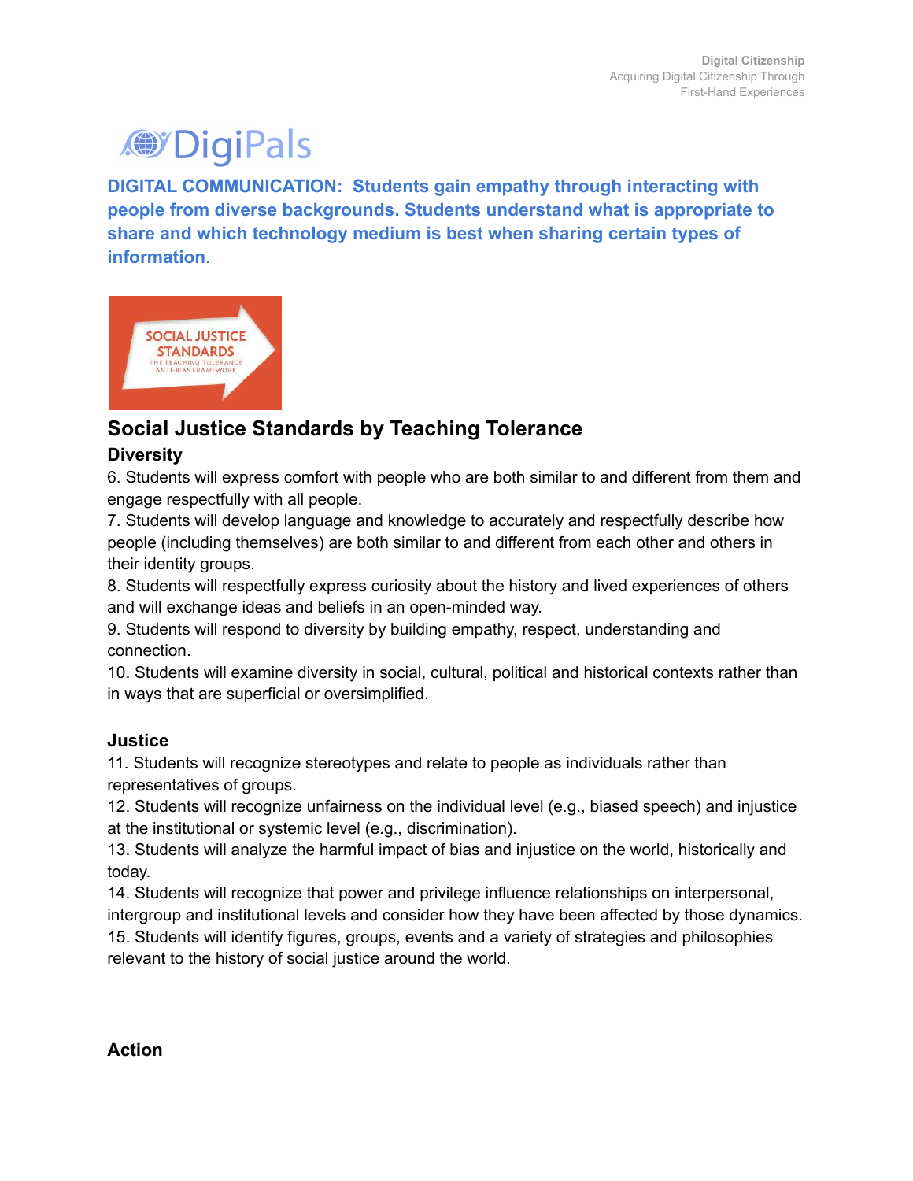DigiPals

**DIGITAL COMMUNICATION: Students gain empathy through interacting with people from diverse backgrounds. Students understand what is appropriate to share and which technology medium is best when sharing certain types of information.**

## Social Justice Standards by Teaching Tolerance

### Diversity

6. Students will express comfort with people who are both similar to and different from them and engage respectfully with all people.
7. Students will develop language and knowledge to accurately and respectfully describe how people (including themselves) are both similar to and different from each other and others in their identity groups.
8. Students will respectfully express curiosity about the history and lived experiences of others and will exchange ideas and beliefs in an open-minded way.
9. Students will respond to diversity by building empathy, respect, understanding and connection.
10. Students will examine diversity in social, cultural, political and historical contexts rather than in ways that are superficial or oversimplified.

### Justice

11. Students will recognize stereotypes and relate to people as individuals rather than representatives of groups.
12. Students will recognize unfairness on the individual level (e.g., biased speech) and injustice at the institutional or systemic level (e.g., discrimination).
13. Students will analyze the harmful impact of bias and injustice on the world, historically and today.
14. Students will recognize that power and privilege influence relationships on interpersonal, intergroup and institutional levels and consider how they have been affected by those dynamics.
15. Students will identify figures, groups, events and a variety of strategies and philosophies relevant to the history of social justice around the world.

### Action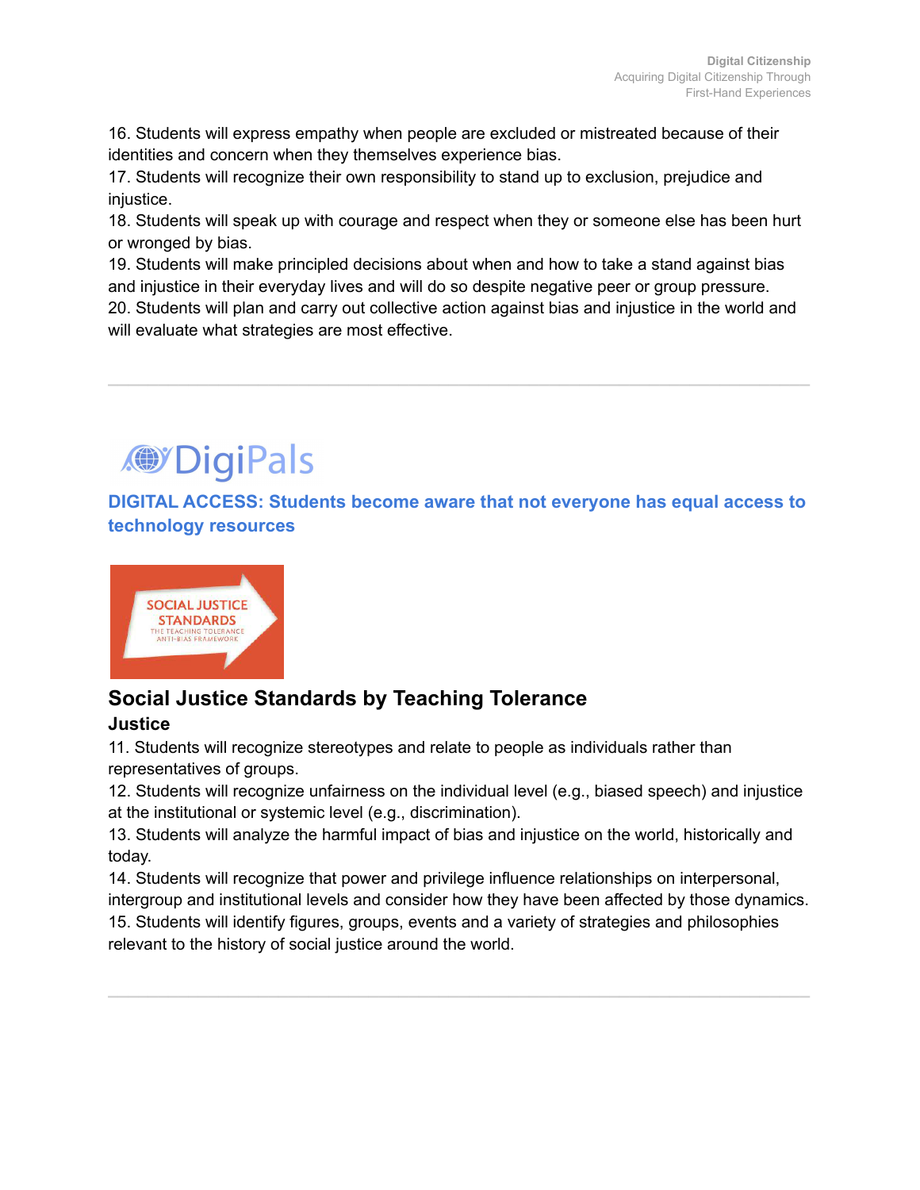16. Students will express empathy when people are excluded or mistreated because of their identities and concern when they themselves experience bias.
17. Students will recognize their own responsibility to stand up to exclusion, prejudice and injustice.
18. Students will speak up with courage and respect when they or someone else has been hurt or wronged by bias.
19. Students will make principled decisions about when and how to take a stand against bias and injustice in their everyday lives and will do so despite negative peer or group pressure.
20. Students will plan and carry out collective action against bias and injustice in the world and will evaluate what strategies are most effective.

---

DigiPals

## DIGITAL ACCESS: Students become aware that not everyone has equal access to technology resources

SOCIAL JUSTICE STANDARDS
THE TEACHING TOLERANCE ANTI-BIAS FRAMEWORK

## Social Justice Standards by Teaching Tolerance

### Justice

11. Students will recognize stereotypes and relate to people as individuals rather than representatives of groups.
12. Students will recognize unfairness on the individual level (e.g., biased speech) and injustice at the institutional or systemic level (e.g., discrimination).
13. Students will analyze the harmful impact of bias and injustice on the world, historically and today.
14. Students will recognize that power and privilege influence relationships on interpersonal, intergroup and institutional levels and consider how they have been affected by those dynamics.
15. Students will identify figures, groups, events and a variety of strategies and philosophies relevant to the history of social justice around the world.

---